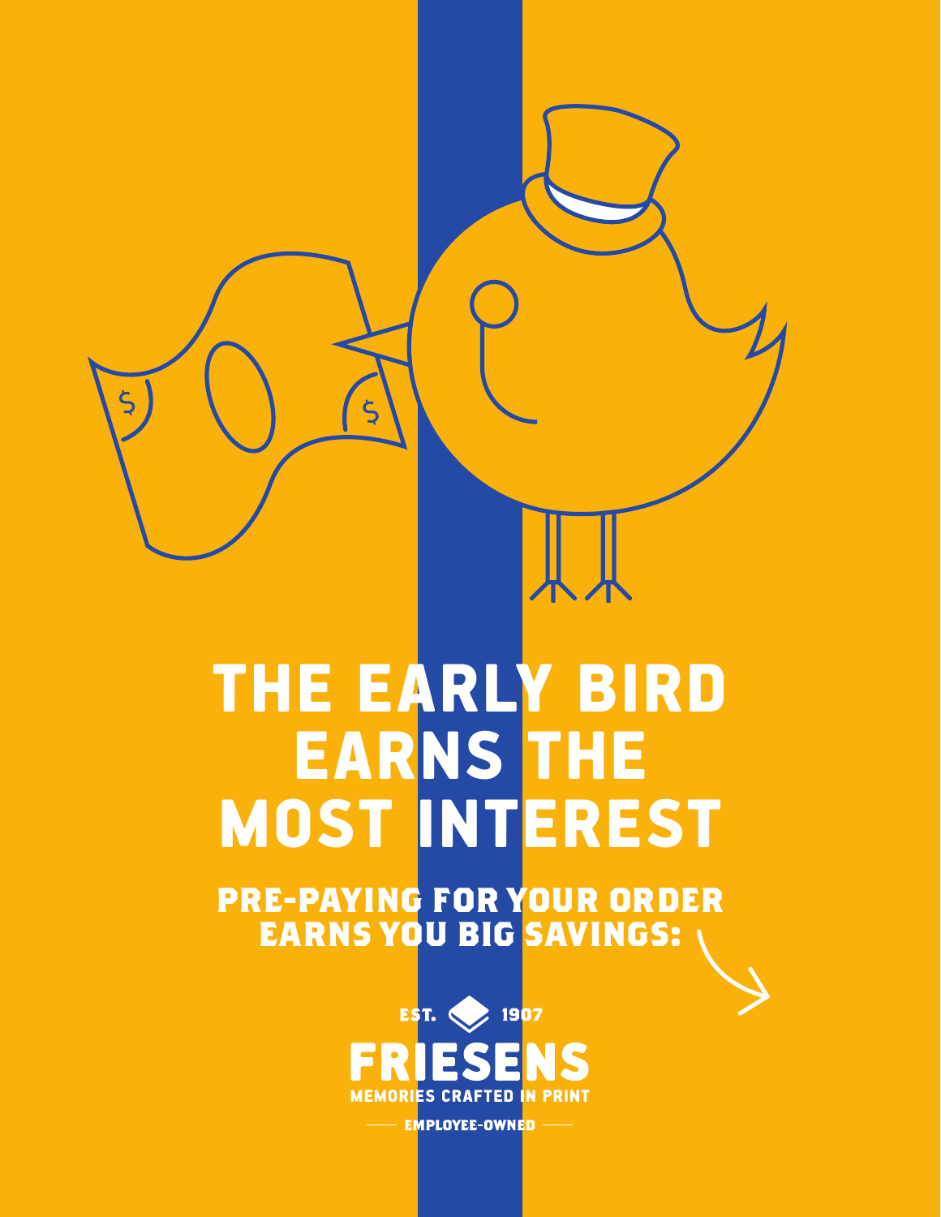# THE EARLY BIRD EARNS THE MOST INTEREST

## PRE-PAYING FOR YOUR ORDER EARNS YOU BIG SAVINGS:

EST. 1907

FRIESENS

MEMORIES CRAFTED IN PRINT

EMPLOYEE-OWNED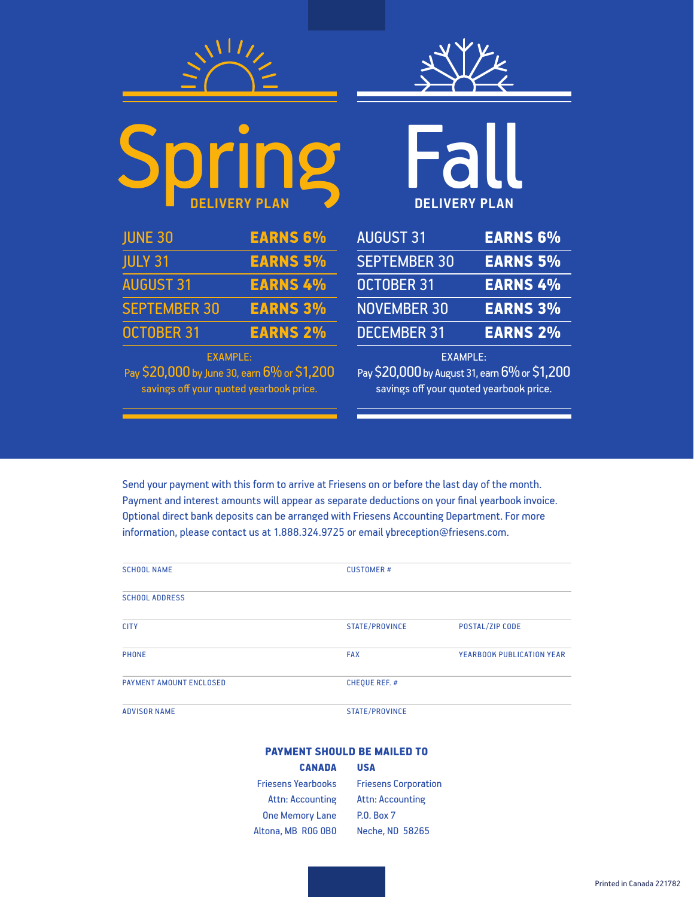## Spring

### DELIVERY PLAN

| | |
|---|---|
| JUNE 30 | **EARNS 6%** |
| JULY 31 | **EARNS 5%** |
| AUGUST 31 | **EARNS 4%** |
| SEPTEMBER 30 | **EARNS 3%** |
| OCTOBER 31 | **EARNS 2%** |

EXAMPLE:
Pay $20,000 by June 30, earn 6% or $1,200 savings off your quoted yearbook price.

## Fall

### DELIVERY PLAN

| | |
|---|---|
| AUGUST 31 | **EARNS 6%** |
| SEPTEMBER 30 | **EARNS 5%** |
| OCTOBER 31 | **EARNS 4%** |
| NOVEMBER 30 | **EARNS 3%** |
| DECEMBER 31 | **EARNS 2%** |

EXAMPLE:
Pay $20,000 by August 31, earn 6% or $1,200 savings off your quoted yearbook price.

Send your payment with this form to arrive at Friesens on or before the last day of the month. Payment and interest amounts will appear as separate deductions on your final yearbook invoice. Optional direct bank deposits can be arranged with Friesens Accounting Department. For more information, please contact us at 1.888.324.9725 or email ybreception@friesens.com.

SCHOOL NAME

CUSTOMER #

SCHOOL ADDRESS

CITY

STATE/PROVINCE

POSTAL/ZIP CODE

PHONE

FAX

YEARBOOK PUBLICATION YEAR

PAYMENT AMOUNT ENCLOSED

CHEQUE REF. #

ADVISOR NAME

STATE/PROVINCE

**PAYMENT SHOULD BE MAILED TO**

**CANADA**
Friesens Yearbooks
Attn: Accounting
One Memory Lane
Altona, MB R0G 0B0

**USA**
Friesens Corporation
Attn: Accounting
P.O. Box 7
Neche, ND 58265

Printed in Canada 221782